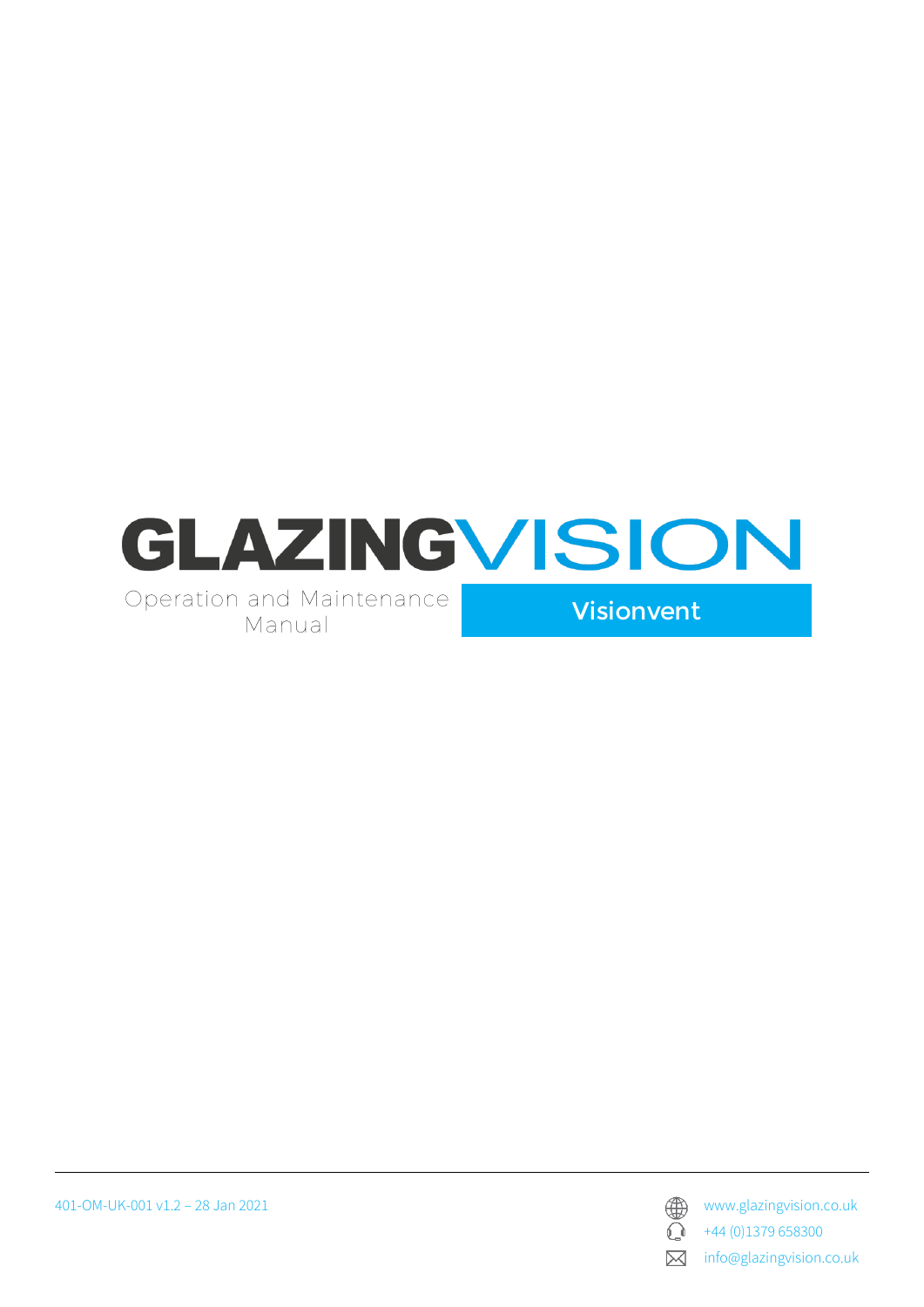# GLAZINGVISION

Operation and Maintenance Manual

## Visionvent

401-OM-UK-001 v1.2 – 28 Jan 2021

www.glazingvision.co.uk

+44 (0)1379 658300

info@glazingvision.co.uk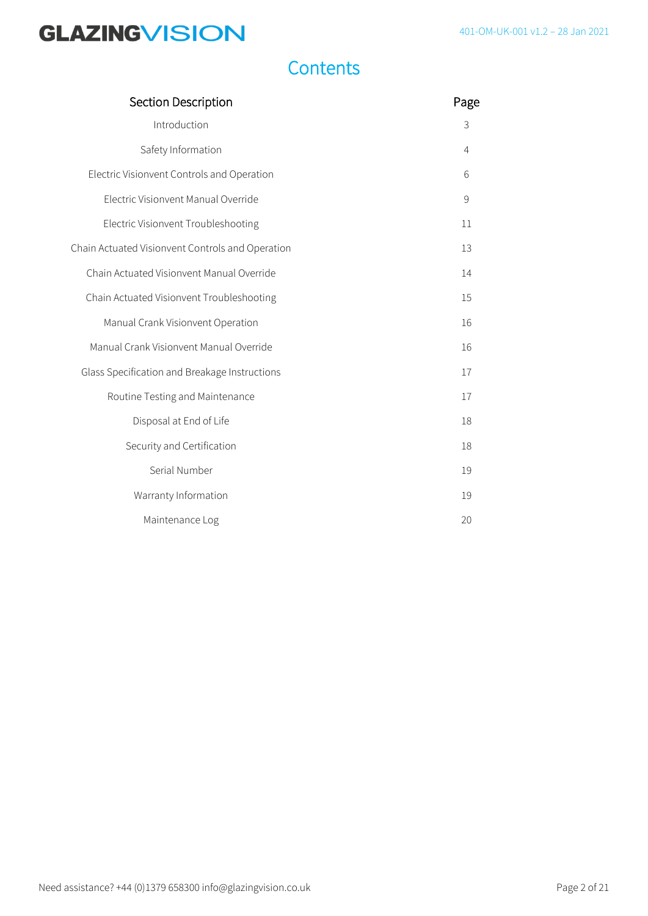# Contents

| Section Description | Page |
|---|---|
| Introduction | 3 |
| Safety Information | 4 |
| Electric Visionvent Controls and Operation | 6 |
| Electric Visionvent Manual Override | 9 |
| Electric Visionvent Troubleshooting | 11 |
| Chain Actuated Visionvent Controls and Operation | 13 |
| Chain Actuated Visionvent Manual Override | 14 |
| Chain Actuated Visionvent Troubleshooting | 15 |
| Manual Crank Visionvent Operation | 16 |
| Manual Crank Visionvent Manual Override | 16 |
| Glass Specification and Breakage Instructions | 17 |
| Routine Testing and Maintenance | 17 |
| Disposal at End of Life | 18 |
| Security and Certification | 18 |
| Serial Number | 19 |
| Warranty Information | 19 |
| Maintenance Log | 20 |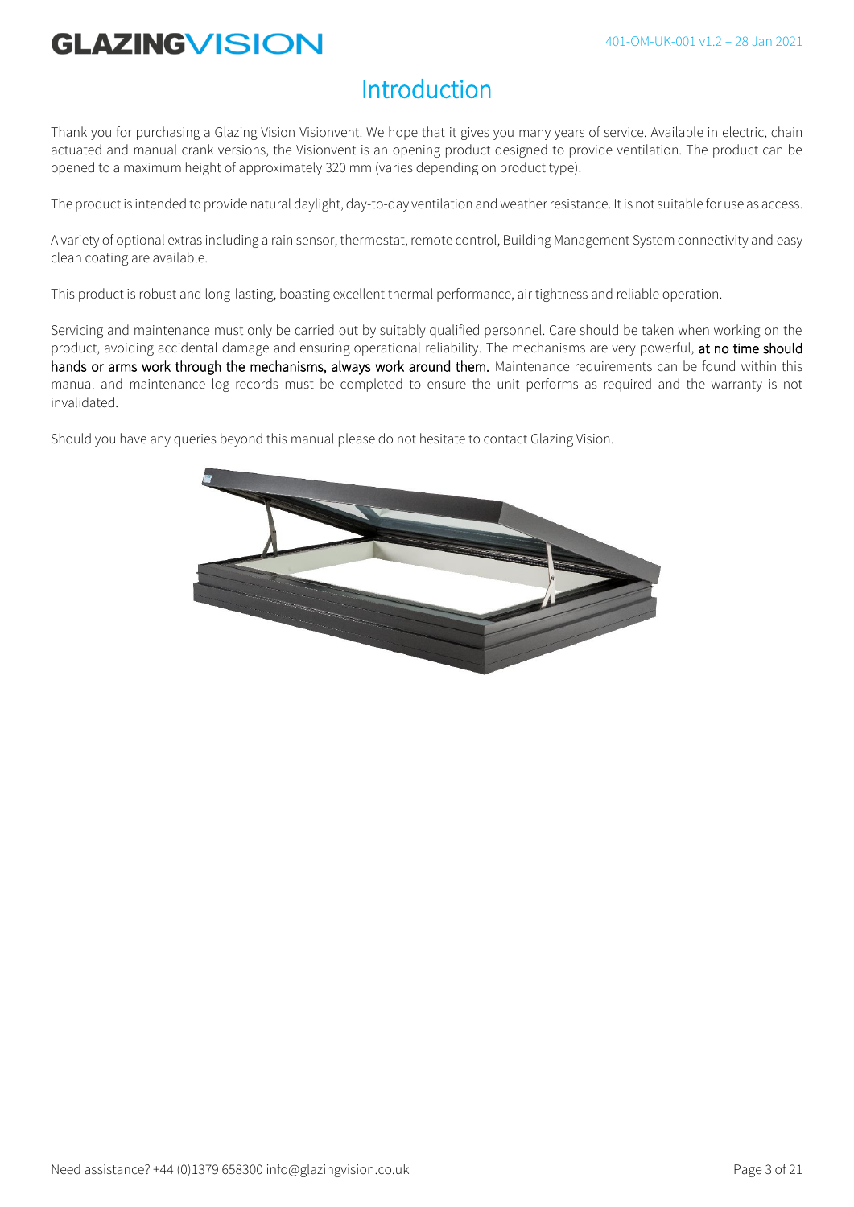# Introduction

Thank you for purchasing a Glazing Vision Visionvent. We hope that it gives you many years of service. Available in electric, chain actuated and manual crank versions, the Visionvent is an opening product designed to provide ventilation. The product can be opened to a maximum height of approximately 320 mm (varies depending on product type).

The product is intended to provide natural daylight, day-to-day ventilation and weather resistance. It is not suitable for use as access.

A variety of optional extras including a rain sensor, thermostat, remote control, Building Management System connectivity and easy clean coating are available.

This product is robust and long-lasting, boasting excellent thermal performance, air tightness and reliable operation.

Servicing and maintenance must only be carried out by suitably qualified personnel. Care should be taken when working on the product, avoiding accidental damage and ensuring operational reliability. The mechanisms are very powerful, at no time should hands or arms work through the mechanisms, always work around them. Maintenance requirements can be found within this manual and maintenance log records must be completed to ensure the unit performs as required and the warranty is not invalidated.

Should you have any queries beyond this manual please do not hesitate to contact Glazing Vision.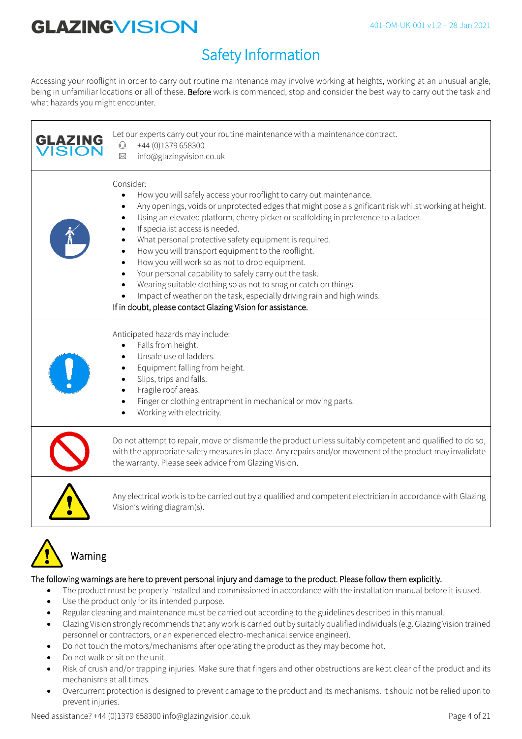# Safety Information

Accessing your rooflight in order to carry out routine maintenance may involve working at heights, working at an unusual angle, being in unfamiliar locations or all of these. **Before** work is commenced, stop and consider the best way to carry out the task and what hazards you might encounter.

| | |
|---|---|
| GLAZING VISION | Let our experts carry out your routine maintenance with a maintenance contract.<br>+44 (0)1379 658300<br>info@glazingvision.co.uk |
| | Consider:<br>• How you will safely access your rooflight to carry out maintenance.<br>• Any openings, voids or unprotected edges that might pose a significant risk whilst working at height.<br>• Using an elevated platform, cherry picker or scaffolding in preference to a ladder.<br>• If specialist access is needed.<br>• What personal protective safety equipment is required.<br>• How you will transport equipment to the rooflight.<br>• How you will work so as not to drop equipment.<br>• Your personal capability to safely carry out the task.<br>• Wearing suitable clothing so as not to snag or catch on things.<br>• Impact of weather on the task, especially driving rain and high winds.<br>If in doubt, please contact Glazing Vision for assistance. |
| | Anticipated hazards may include:<br>• Falls from height.<br>• Unsafe use of ladders.<br>• Equipment falling from height.<br>• Slips, trips and falls.<br>• Fragile roof areas.<br>• Finger or clothing entrapment in mechanical or moving parts.<br>• Working with electricity. |
| | Do not attempt to repair, move or dismantle the product unless suitably competent and qualified to do so, with the appropriate safety measures in place. Any repairs and/or movement of the product may invalidate the warranty. Please seek advice from Glazing Vision. |
| | Any electrical work is to be carried out by a qualified and competent electrician in accordance with Glazing Vision's wiring diagram(s). |

## Warning

The following warnings are here to prevent personal injury and damage to the product. Please follow them explicitly.

- The product must be properly installed and commissioned in accordance with the installation manual before it is used.
- Use the product only for its intended purpose.
- Regular cleaning and maintenance must be carried out according to the guidelines described in this manual.
- Glazing Vision strongly recommends that any work is carried out by suitably qualified individuals (e.g. Glazing Vision trained personnel or contractors, or an experienced electro-mechanical service engineer).
- Do not touch the motors/mechanisms after operating the product as they may become hot.
- Do not walk or sit on the unit.
- Risk of crush and/or trapping injuries. Make sure that fingers and other obstructions are kept clear of the product and its mechanisms at all times.
- Overcurrent protection is designed to prevent damage to the product and its mechanisms. It should not be relied upon to prevent injuries.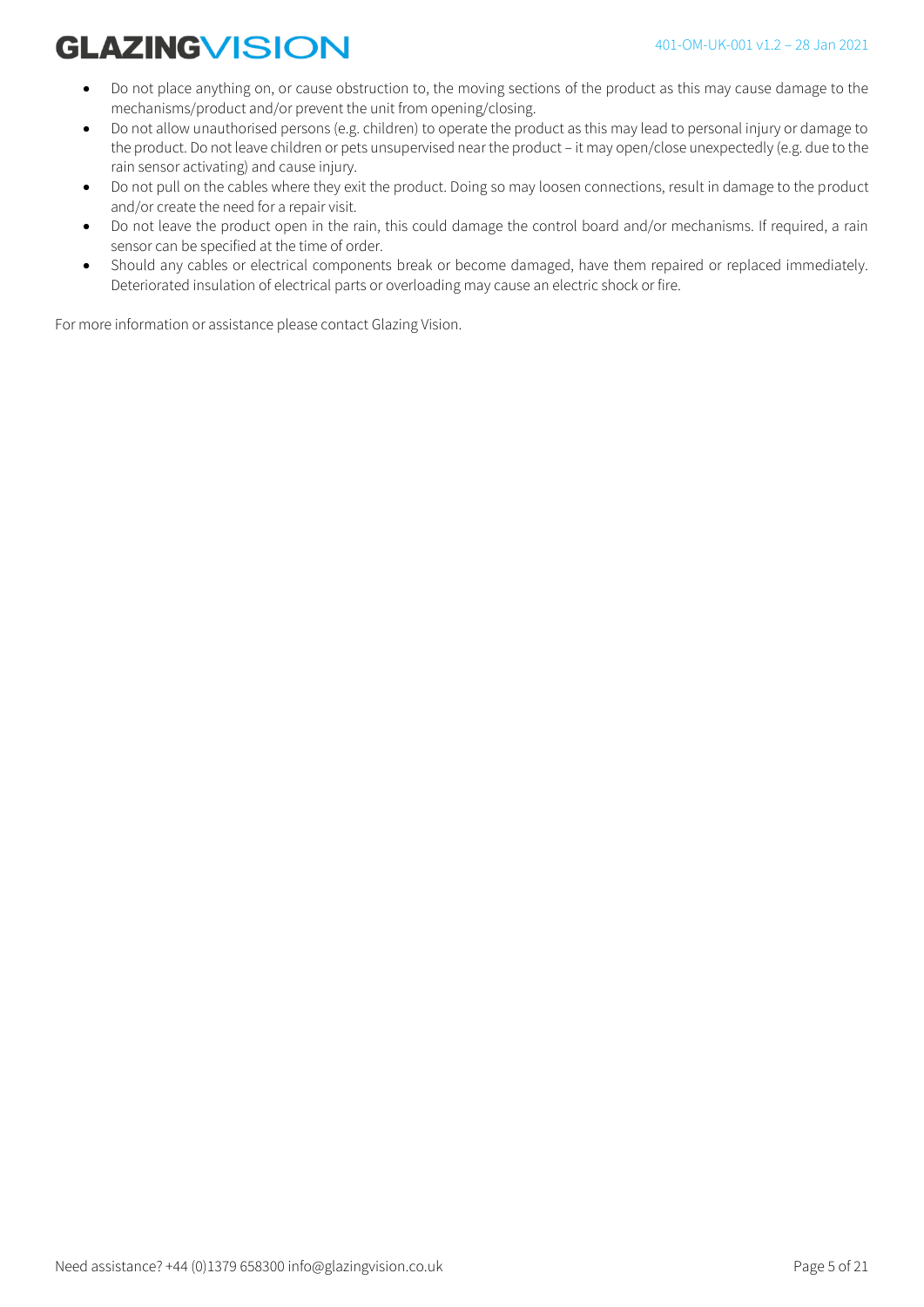- Do not place anything on, or cause obstruction to, the moving sections of the product as this may cause damage to the mechanisms/product and/or prevent the unit from opening/closing.
- Do not allow unauthorised persons (e.g. children) to operate the product as this may lead to personal injury or damage to the product. Do not leave children or pets unsupervised near the product – it may open/close unexpectedly (e.g. due to the rain sensor activating) and cause injury.
- Do not pull on the cables where they exit the product. Doing so may loosen connections, result in damage to the product and/or create the need for a repair visit.
- Do not leave the product open in the rain, this could damage the control board and/or mechanisms. If required, a rain sensor can be specified at the time of order.
- Should any cables or electrical components break or become damaged, have them repaired or replaced immediately. Deteriorated insulation of electrical parts or overloading may cause an electric shock or fire.

For more information or assistance please contact Glazing Vision.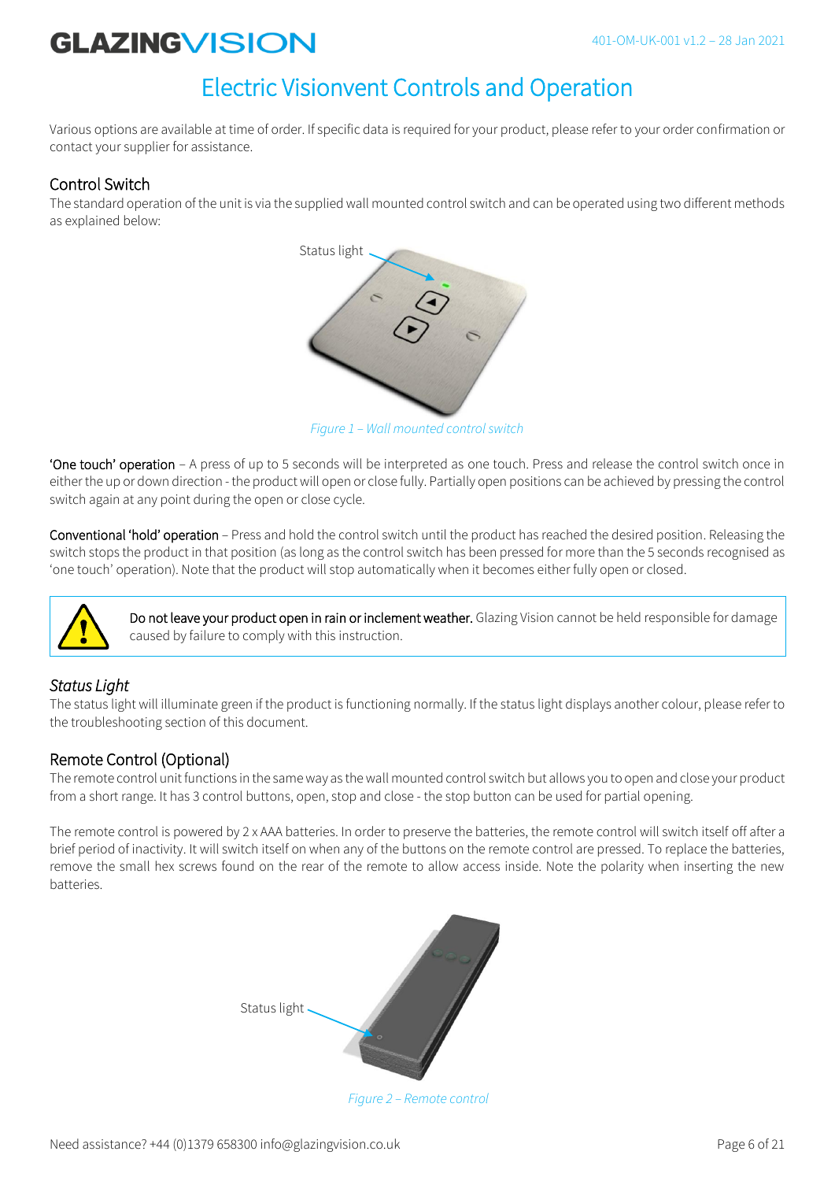# Electric Visionvent Controls and Operation

Various options are available at time of order. If specific data is required for your product, please refer to your order confirmation or contact your supplier for assistance.

## Control Switch

The standard operation of the unit is via the supplied wall mounted control switch and can be operated using two different methods as explained below:

Status light

*Figure 1 – Wall mounted control switch*

'One touch' operation – A press of up to 5 seconds will be interpreted as one touch. Press and release the control switch once in either the up or down direction - the product will open or close fully. Partially open positions can be achieved by pressing the control switch again at any point during the open or close cycle.

Conventional 'hold' operation – Press and hold the control switch until the product has reached the desired position. Releasing the switch stops the product in that position (as long as the control switch has been pressed for more than the 5 seconds recognised as 'one touch' operation). Note that the product will stop automatically when it becomes either fully open or closed.

> Do not leave your product open in rain or inclement weather. Glazing Vision cannot be held responsible for damage caused by failure to comply with this instruction.

### *Status Light*

The status light will illuminate green if the product is functioning normally. If the status light displays another colour, please refer to the troubleshooting section of this document.

## Remote Control (Optional)

The remote control unit functions in the same way as the wall mounted control switch but allows you to open and close your product from a short range. It has 3 control buttons, open, stop and close - the stop button can be used for partial opening.

The remote control is powered by 2 x AAA batteries. In order to preserve the batteries, the remote control will switch itself off after a brief period of inactivity. It will switch itself on when any of the buttons on the remote control are pressed. To replace the batteries, remove the small hex screws found on the rear of the remote to allow access inside. Note the polarity when inserting the new batteries.

Status light

*Figure 2 – Remote control*

Need assistance? +44 (0)1379 658300 info@glazingvision.co.uk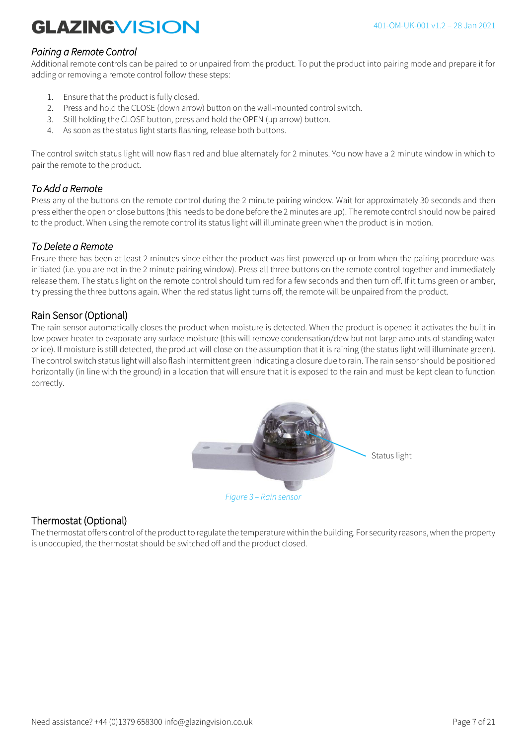### *Pairing a Remote Control*

Additional remote controls can be paired to or unpaired from the product. To put the product into pairing mode and prepare it for adding or removing a remote control follow these steps:

1. Ensure that the product is fully closed.
2. Press and hold the CLOSE (down arrow) button on the wall-mounted control switch.
3. Still holding the CLOSE button, press and hold the OPEN (up arrow) button.
4. As soon as the status light starts flashing, release both buttons.

The control switch status light will now flash red and blue alternately for 2 minutes. You now have a 2 minute window in which to pair the remote to the product.

### *To Add a Remote*

Press any of the buttons on the remote control during the 2 minute pairing window. Wait for approximately 30 seconds and then press either the open or close buttons (this needs to be done before the 2 minutes are up). The remote control should now be paired to the product. When using the remote control its status light will illuminate green when the product is in motion.

### *To Delete a Remote*

Ensure there has been at least 2 minutes since either the product was first powered up or from when the pairing procedure was initiated (i.e. you are not in the 2 minute pairing window). Press all three buttons on the remote control together and immediately release them. The status light on the remote control should turn red for a few seconds and then turn off. If it turns green or amber, try pressing the three buttons again. When the red status light turns off, the remote will be unpaired from the product.

## Rain Sensor (Optional)

The rain sensor automatically closes the product when moisture is detected. When the product is opened it activates the built-in low power heater to evaporate any surface moisture (this will remove condensation/dew but not large amounts of standing water or ice). If moisture is still detected, the product will close on the assumption that it is raining (the status light will illuminate green). The control switch status light will also flash intermittent green indicating a closure due to rain. The rain sensor should be positioned horizontally (in line with the ground) in a location that will ensure that it is exposed to the rain and must be kept clean to function correctly.

Status light

*Figure 3 – Rain sensor*

## Thermostat (Optional)

The thermostat offers control of the product to regulate the temperature within the building. For security reasons, when the property is unoccupied, the thermostat should be switched off and the product closed.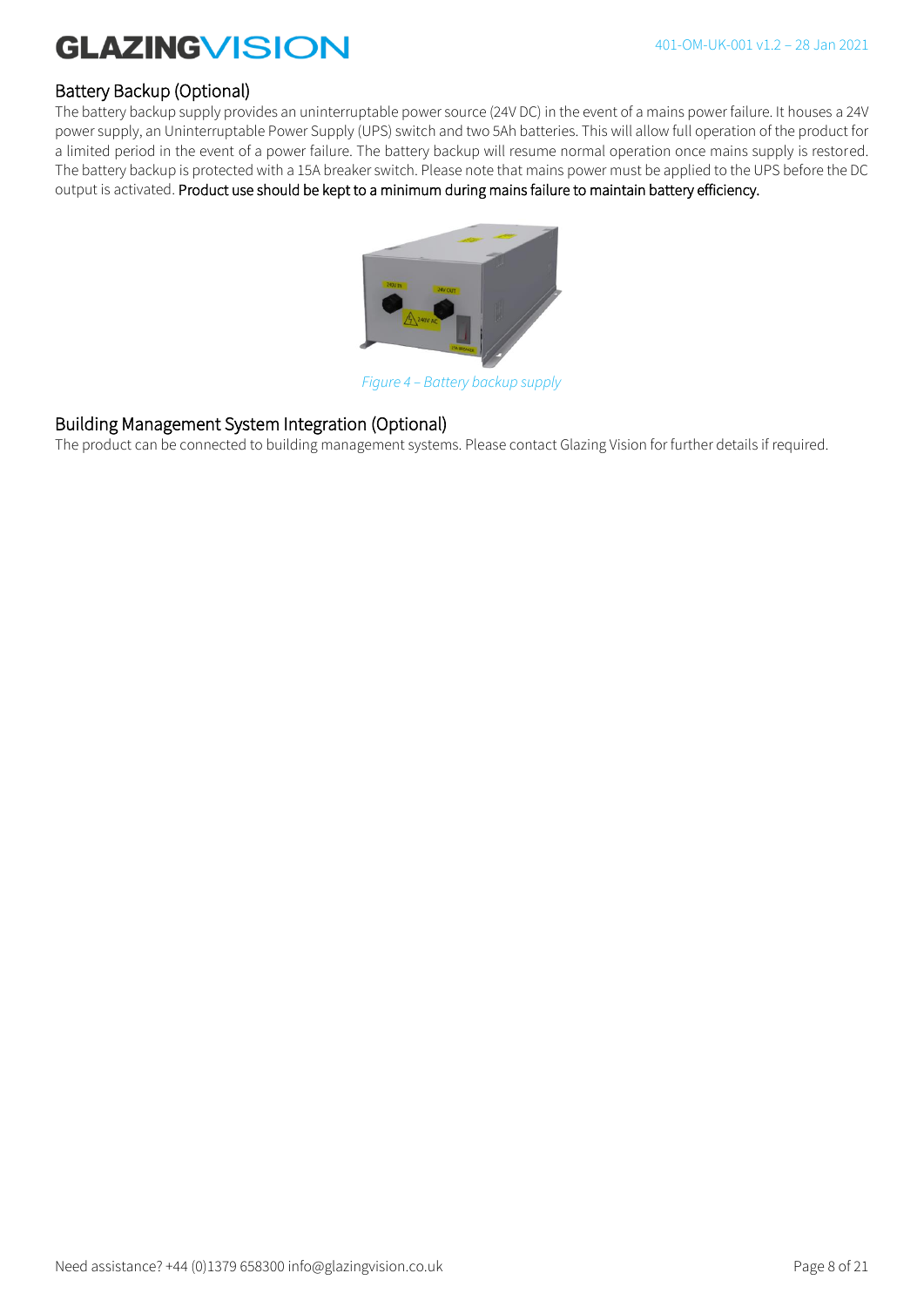## Battery Backup (Optional)

The battery backup supply provides an uninterruptable power source (24V DC) in the event of a mains power failure. It houses a 24V power supply, an Uninterruptable Power Supply (UPS) switch and two 5Ah batteries. This will allow full operation of the product for a limited period in the event of a power failure. The battery backup will resume normal operation once mains supply is restored. The battery backup is protected with a 15A breaker switch. Please note that mains power must be applied to the UPS before the DC output is activated. **Product use should be kept to a minimum during mains failure to maintain battery efficiency.**

*Figure 4 – Battery backup supply*

## Building Management System Integration (Optional)

The product can be connected to building management systems. Please contact Glazing Vision for further details if required.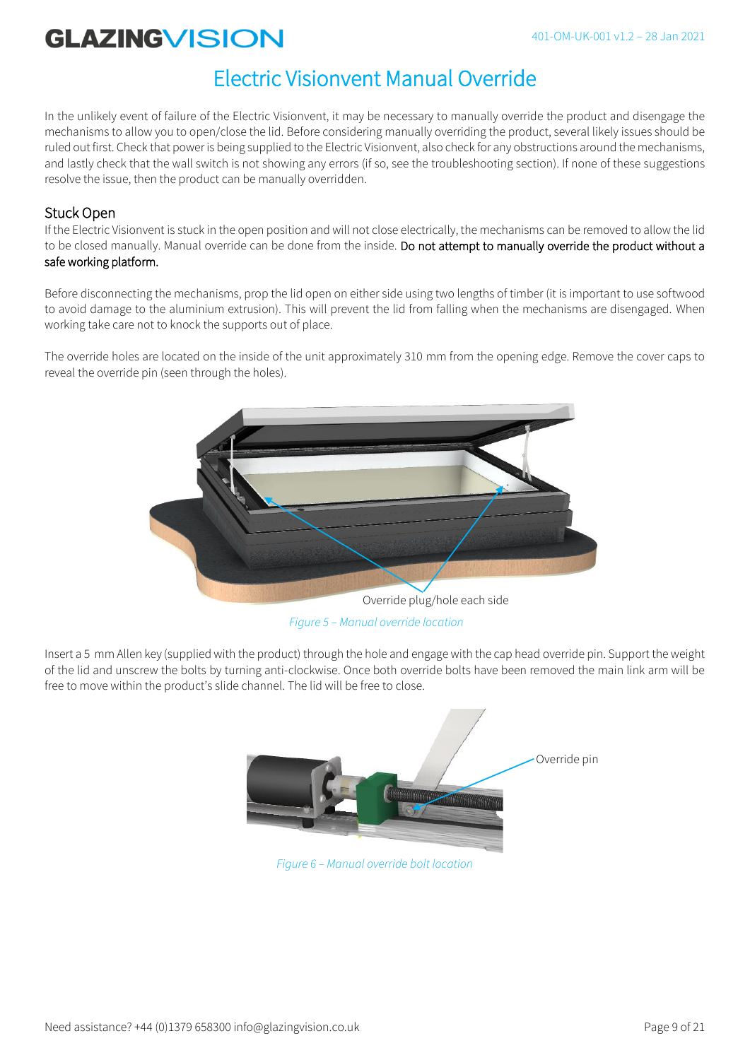# Electric Visionvent Manual Override

In the unlikely event of failure of the Electric Visionvent, it may be necessary to manually override the product and disengage the mechanisms to allow you to open/close the lid. Before considering manually overriding the product, several likely issues should be ruled out first. Check that power is being supplied to the Electric Visionvent, also check for any obstructions around the mechanisms, and lastly check that the wall switch is not showing any errors (if so, see the troubleshooting section). If none of these suggestions resolve the issue, then the product can be manually overridden.

## Stuck Open

If the Electric Visionvent is stuck in the open position and will not close electrically, the mechanisms can be removed to allow the lid to be closed manually. Manual override can be done from the inside. Do not attempt to manually override the product without a safe working platform.

Before disconnecting the mechanisms, prop the lid open on either side using two lengths of timber (it is important to use softwood to avoid damage to the aluminium extrusion). This will prevent the lid from falling when the mechanisms are disengaged. When working take care not to knock the supports out of place.

The override holes are located on the inside of the unit approximately 310 mm from the opening edge. Remove the cover caps to reveal the override pin (seen through the holes).

Override plug/hole each side

*Figure 5 – Manual override location*

Insert a 5 mm Allen key (supplied with the product) through the hole and engage with the cap head override pin. Support the weight of the lid and unscrew the bolts by turning anti-clockwise. Once both override bolts have been removed the main link arm will be free to move within the product's slide channel. The lid will be free to close.

Override pin

*Figure 6 – Manual override bolt location*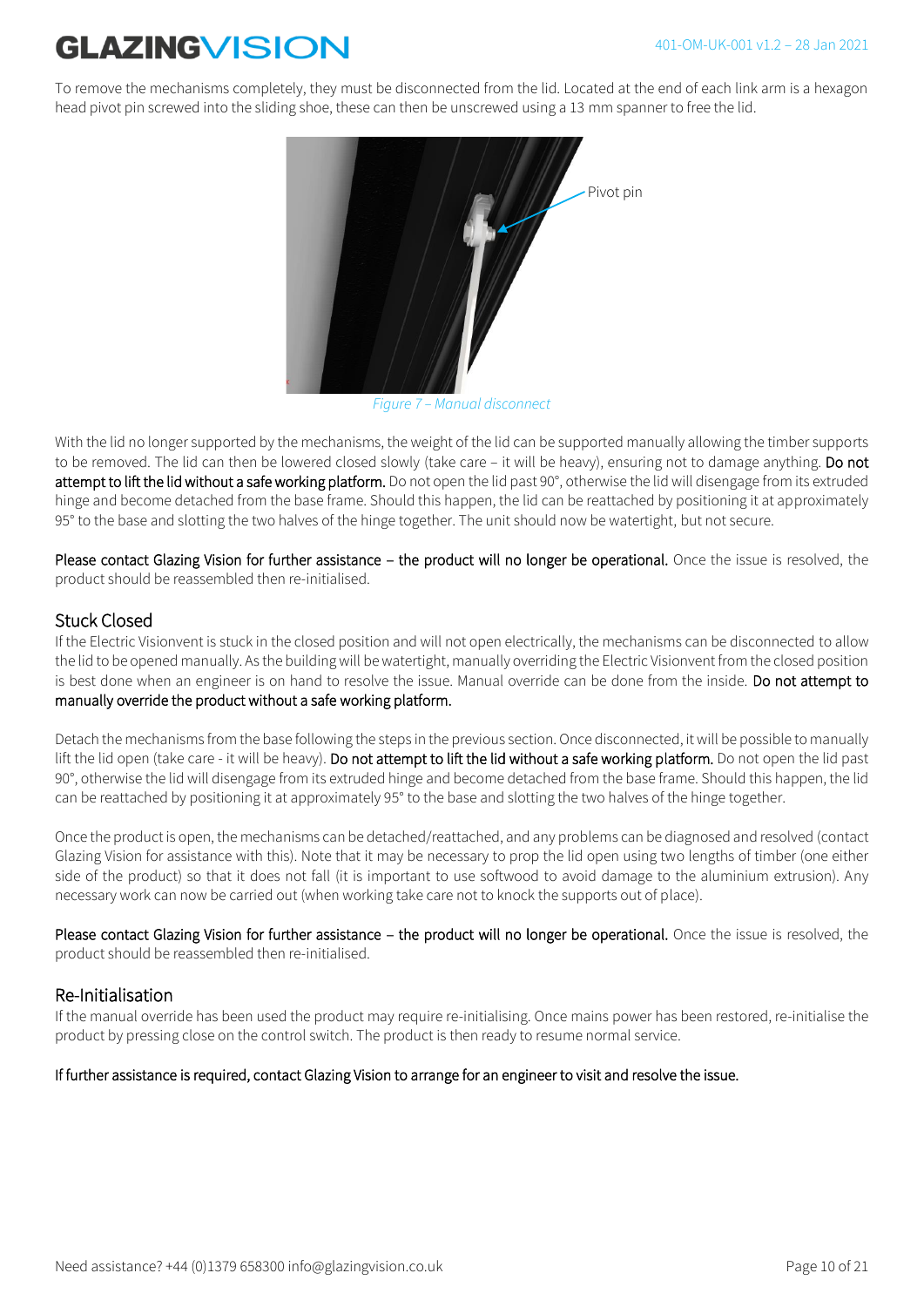To remove the mechanisms completely, they must be disconnected from the lid. Located at the end of each link arm is a hexagon head pivot pin screwed into the sliding shoe, these can then be unscrewed using a 13 mm spanner to free the lid.

Pivot pin

*Figure 7 – Manual disconnect*

With the lid no longer supported by the mechanisms, the weight of the lid can be supported manually allowing the timber supports to be removed. The lid can then be lowered closed slowly (take care – it will be heavy), ensuring not to damage anything. **Do not attempt to lift the lid without a safe working platform.** Do not open the lid past 90°, otherwise the lid will disengage from its extruded hinge and become detached from the base frame. Should this happen, the lid can be reattached by positioning it at approximately 95° to the base and slotting the two halves of the hinge together. The unit should now be watertight, but not secure.

**Please contact Glazing Vision for further assistance – the product will no longer be operational.** Once the issue is resolved, the product should be reassembled then re-initialised.

## Stuck Closed

If the Electric Visionvent is stuck in the closed position and will not open electrically, the mechanisms can be disconnected to allow the lid to be opened manually. As the building will be watertight, manually overriding the Electric Visionvent from the closed position is best done when an engineer is on hand to resolve the issue. Manual override can be done from the inside. **Do not attempt to manually override the product without a safe working platform.**

Detach the mechanisms from the base following the steps in the previous section. Once disconnected, it will be possible to manually lift the lid open (take care - it will be heavy). **Do not attempt to lift the lid without a safe working platform.** Do not open the lid past 90°, otherwise the lid will disengage from its extruded hinge and become detached from the base frame. Should this happen, the lid can be reattached by positioning it at approximately 95° to the base and slotting the two halves of the hinge together.

Once the product is open, the mechanisms can be detached/reattached, and any problems can be diagnosed and resolved (contact Glazing Vision for assistance with this). Note that it may be necessary to prop the lid open using two lengths of timber (one either side of the product) so that it does not fall (it is important to use softwood to avoid damage to the aluminium extrusion). Any necessary work can now be carried out (when working take care not to knock the supports out of place).

**Please contact Glazing Vision for further assistance – the product will no longer be operational.** Once the issue is resolved, the product should be reassembled then re-initialised.

## Re-Initialisation

If the manual override has been used the product may require re-initialising. Once mains power has been restored, re-initialise the product by pressing close on the control switch. The product is then ready to resume normal service.

**If further assistance is required, contact Glazing Vision to arrange for an engineer to visit and resolve the issue.**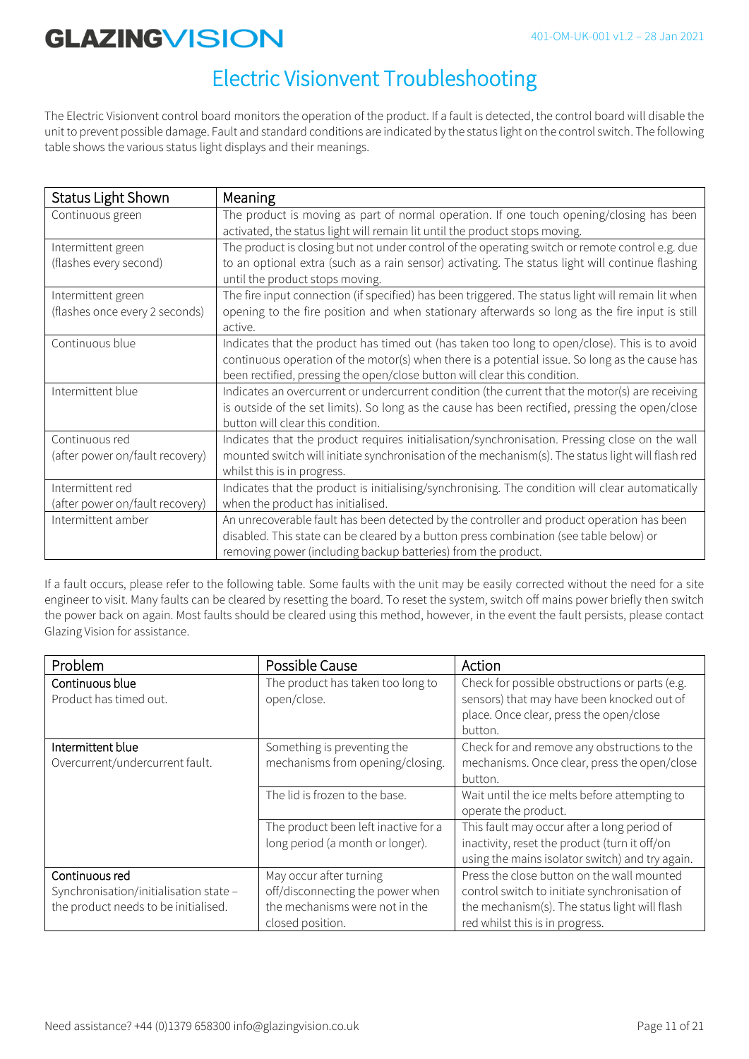# Electric Visionvent Troubleshooting

The Electric Visionvent control board monitors the operation of the product. If a fault is detected, the control board will disable the unit to prevent possible damage. Fault and standard conditions are indicated by the status light on the control switch. The following table shows the various status light displays and their meanings.

| Status Light Shown | Meaning |
|---|---|
| Continuous green | The product is moving as part of normal operation. If one touch opening/closing has been activated, the status light will remain lit until the product stops moving. |
| Intermittent green (flashes every second) | The product is closing but not under control of the operating switch or remote control e.g. due to an optional extra (such as a rain sensor) activating. The status light will continue flashing until the product stops moving. |
| Intermittent green (flashes once every 2 seconds) | The fire input connection (if specified) has been triggered. The status light will remain lit when opening to the fire position and when stationary afterwards so long as the fire input is still active. |
| Continuous blue | Indicates that the product has timed out (has taken too long to open/close). This is to avoid continuous operation of the motor(s) when there is a potential issue. So long as the cause has been rectified, pressing the open/close button will clear this condition. |
| Intermittent blue | Indicates an overcurrent or undercurrent condition (the current that the motor(s) are receiving is outside of the set limits). So long as the cause has been rectified, pressing the open/close button will clear this condition. |
| Continuous red (after power on/fault recovery) | Indicates that the product requires initialisation/synchronisation. Pressing close on the wall mounted switch will initiate synchronisation of the mechanism(s). The status light will flash red whilst this is in progress. |
| Intermittent red (after power on/fault recovery) | Indicates that the product is initialising/synchronising. The condition will clear automatically when the product has initialised. |
| Intermittent amber | An unrecoverable fault has been detected by the controller and product operation has been disabled. This state can be cleared by a button press combination (see table below) or removing power (including backup batteries) from the product. |

If a fault occurs, please refer to the following table. Some faults with the unit may be easily corrected without the need for a site engineer to visit. Many faults can be cleared by resetting the board. To reset the system, switch off mains power briefly then switch the power back on again. Most faults should be cleared using this method, however, in the event the fault persists, please contact Glazing Vision for assistance.

| Problem | Possible Cause | Action |
|---|---|---|
| **Continuous blue** Product has timed out. | The product has taken too long to open/close. | Check for possible obstructions or parts (e.g. sensors) that may have been knocked out of place. Once clear, press the open/close button. |
| **Intermittent blue** Overcurrent/undercurrent fault. | Something is preventing the mechanisms from opening/closing. | Check for and remove any obstructions to the mechanisms. Once clear, press the open/close button. |
| | The lid is frozen to the base. | Wait until the ice melts before attempting to operate the product. |
| | The product been left inactive for a long period (a month or longer). | This fault may occur after a long period of inactivity, reset the product (turn it off/on using the mains isolator switch) and try again. |
| **Continuous red** Synchronisation/initialisation state – the product needs to be initialised. | May occur after turning off/disconnecting the power when the mechanisms were not in the closed position. | Press the close button on the wall mounted control switch to initiate synchronisation of the mechanism(s). The status light will flash red whilst this is in progress. |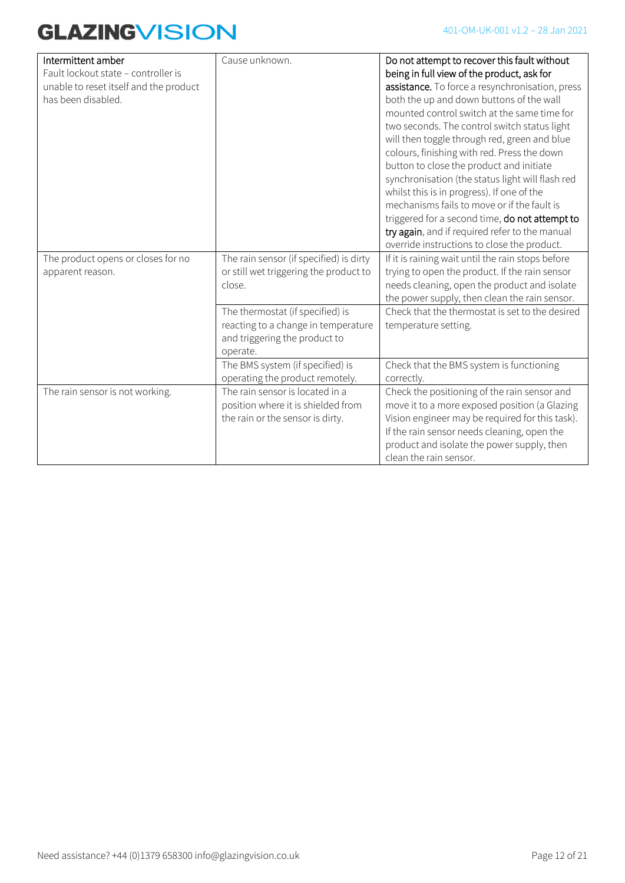| | | |
|---|---|---|
| Intermittent amber<br>Fault lockout state – controller is unable to reset itself and the product has been disabled. | Cause unknown. | **Do not attempt to recover this fault without being in full view of the product, ask for assistance.** To force a resynchronisation, press both the up and down buttons of the wall mounted control switch at the same time for two seconds. The control switch status light will then toggle through red, green and blue colours, finishing with red. Press the down button to close the product and initiate synchronisation (the status light will flash red whilst this is in progress). If one of the mechanisms fails to move or if the fault is triggered for a second time, **do not attempt to try again**, and if required refer to the manual override instructions to close the product. |
| The product opens or closes for no apparent reason. | The rain sensor (if specified) is dirty or still wet triggering the product to close. | If it is raining wait until the rain stops before trying to open the product. If the rain sensor needs cleaning, open the product and isolate the power supply, then clean the rain sensor. |
| | The thermostat (if specified) is reacting to a change in temperature and triggering the product to operate. | Check that the thermostat is set to the desired temperature setting. |
| | The BMS system (if specified) is operating the product remotely. | Check that the BMS system is functioning correctly. |
| The rain sensor is not working. | The rain sensor is located in a position where it is shielded from the rain or the sensor is dirty. | Check the positioning of the rain sensor and move it to a more exposed position (a Glazing Vision engineer may be required for this task). If the rain sensor needs cleaning, open the product and isolate the power supply, then clean the rain sensor. |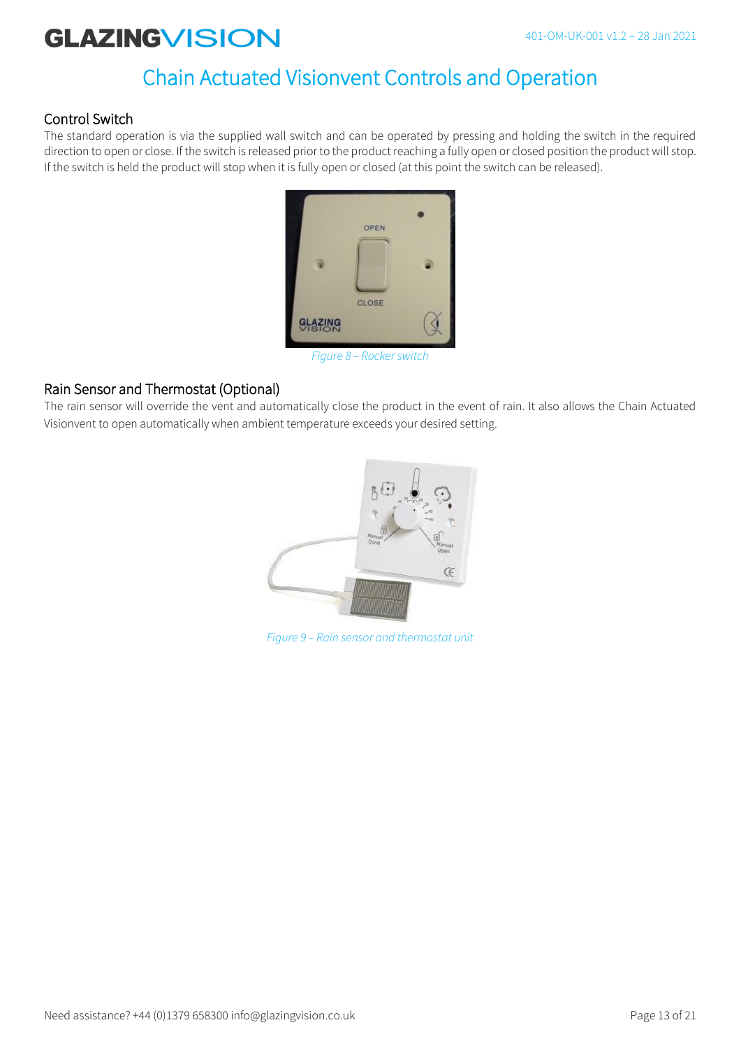# Chain Actuated Visionvent Controls and Operation

## Control Switch

The standard operation is via the supplied wall switch and can be operated by pressing and holding the switch in the required direction to open or close. If the switch is released prior to the product reaching a fully open or closed position the product will stop. If the switch is held the product will stop when it is fully open or closed (at this point the switch can be released).

*Figure 8 – Rocker switch*

## Rain Sensor and Thermostat (Optional)

The rain sensor will override the vent and automatically close the product in the event of rain. It also allows the Chain Actuated Visionvent to open automatically when ambient temperature exceeds your desired setting.

*Figure 9 – Rain sensor and thermostat unit*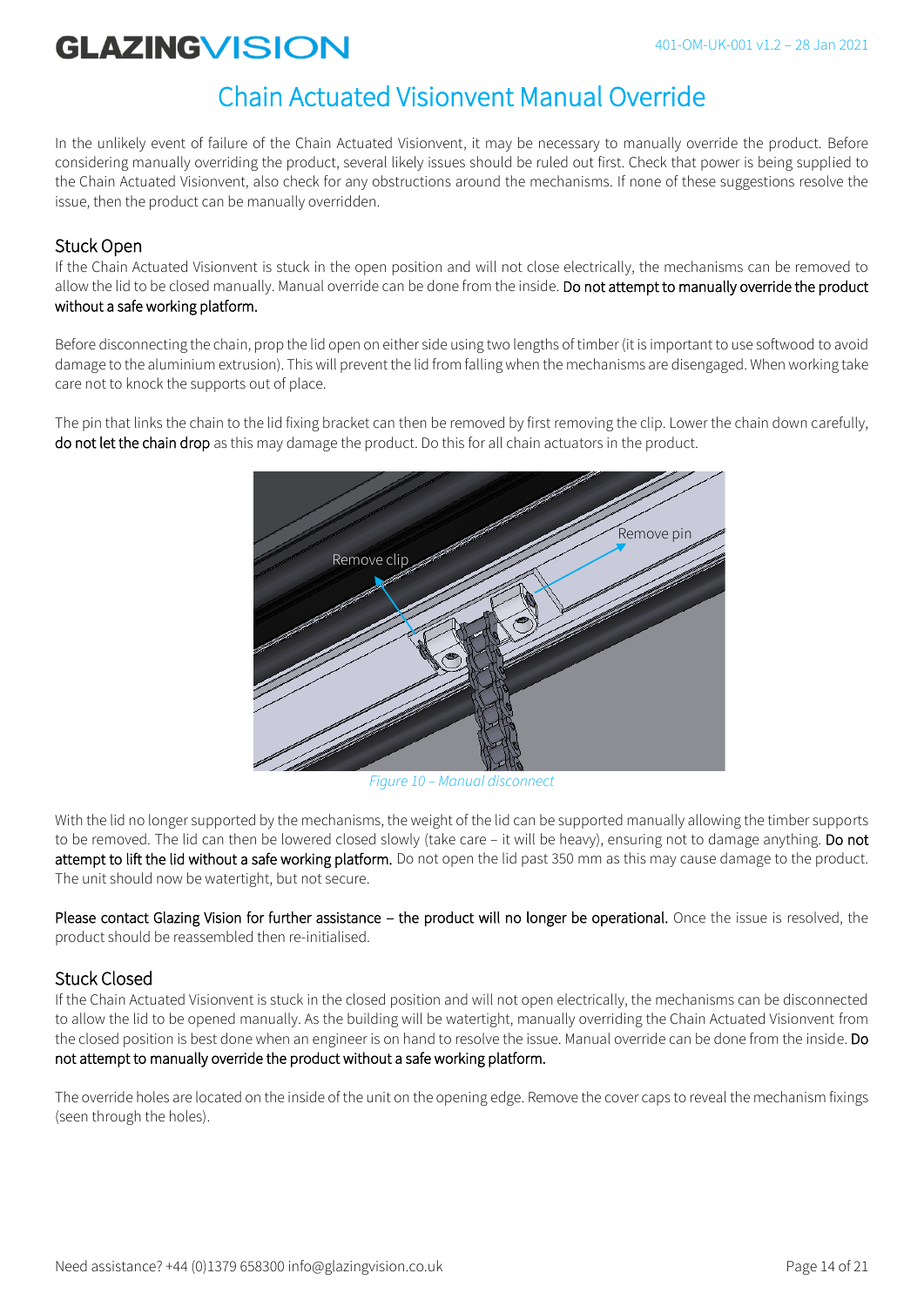# Chain Actuated Visionvent Manual Override

In the unlikely event of failure of the Chain Actuated Visionvent, it may be necessary to manually override the product. Before considering manually overriding the product, several likely issues should be ruled out first. Check that power is being supplied to the Chain Actuated Visionvent, also check for any obstructions around the mechanisms. If none of these suggestions resolve the issue, then the product can be manually overridden.

## Stuck Open

If the Chain Actuated Visionvent is stuck in the open position and will not close electrically, the mechanisms can be removed to allow the lid to be closed manually. Manual override can be done from the inside. Do not attempt to manually override the product without a safe working platform.

Before disconnecting the chain, prop the lid open on either side using two lengths of timber (it is important to use softwood to avoid damage to the aluminium extrusion). This will prevent the lid from falling when the mechanisms are disengaged. When working take care not to knock the supports out of place.

The pin that links the chain to the lid fixing bracket can then be removed by first removing the clip. Lower the chain down carefully, do not let the chain drop as this may damage the product. Do this for all chain actuators in the product.

*Figure 10 – Manual disconnect*

With the lid no longer supported by the mechanisms, the weight of the lid can be supported manually allowing the timber supports to be removed. The lid can then be lowered closed slowly (take care – it will be heavy), ensuring not to damage anything. Do not attempt to lift the lid without a safe working platform. Do not open the lid past 350 mm as this may cause damage to the product. The unit should now be watertight, but not secure.

Please contact Glazing Vision for further assistance – the product will no longer be operational. Once the issue is resolved, the product should be reassembled then re-initialised.

## Stuck Closed

If the Chain Actuated Visionvent is stuck in the closed position and will not open electrically, the mechanisms can be disconnected to allow the lid to be opened manually. As the building will be watertight, manually overriding the Chain Actuated Visionvent from the closed position is best done when an engineer is on hand to resolve the issue. Manual override can be done from the inside. Do not attempt to manually override the product without a safe working platform.

The override holes are located on the inside of the unit on the opening edge. Remove the cover caps to reveal the mechanism fixings (seen through the holes).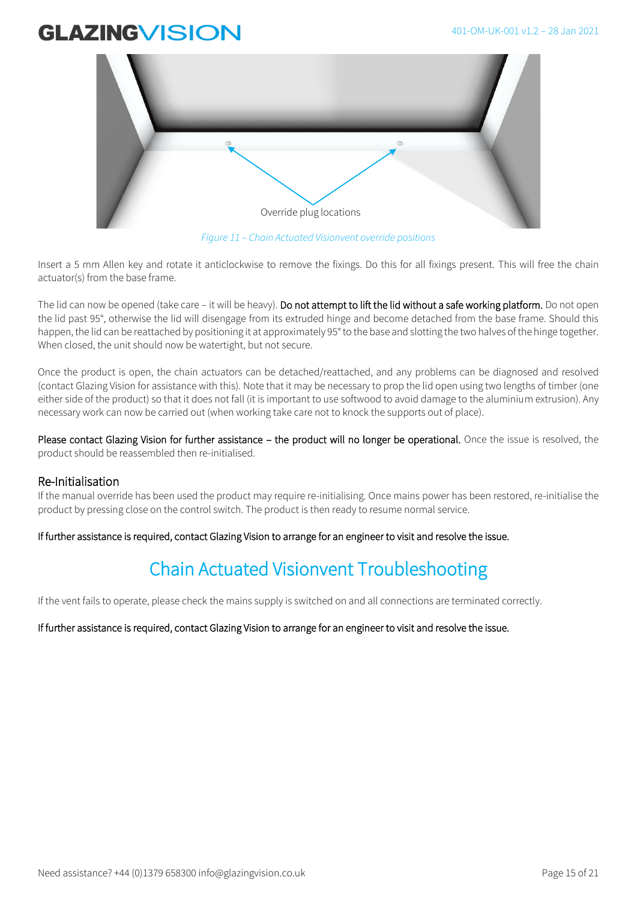Override plug locations

*Figure 11 – Chain Actuated Visionvent override positions*

Insert a 5 mm Allen key and rotate it anticlockwise to remove the fixings. Do this for all fixings present. This will free the chain actuator(s) from the base frame.

The lid can now be opened (take care – it will be heavy). **Do not attempt to lift the lid without a safe working platform.** Do not open the lid past 95°, otherwise the lid will disengage from its extruded hinge and become detached from the base frame. Should this happen, the lid can be reattached by positioning it at approximately 95° to the base and slotting the two halves of the hinge together. When closed, the unit should now be watertight, but not secure.

Once the product is open, the chain actuators can be detached/reattached, and any problems can be diagnosed and resolved (contact Glazing Vision for assistance with this). Note that it may be necessary to prop the lid open using two lengths of timber (one either side of the product) so that it does not fall (it is important to use softwood to avoid damage to the aluminium extrusion). Any necessary work can now be carried out (when working take care not to knock the supports out of place).

**Please contact Glazing Vision for further assistance – the product will no longer be operational.** Once the issue is resolved, the product should be reassembled then re-initialised.

### Re-Initialisation

If the manual override has been used the product may require re-initialising. Once mains power has been restored, re-initialise the product by pressing close on the control switch. The product is then ready to resume normal service.

**If further assistance is required, contact Glazing Vision to arrange for an engineer to visit and resolve the issue.**

## Chain Actuated Visionvent Troubleshooting

If the vent fails to operate, please check the mains supply is switched on and all connections are terminated correctly.

**If further assistance is required, contact Glazing Vision to arrange for an engineer to visit and resolve the issue.**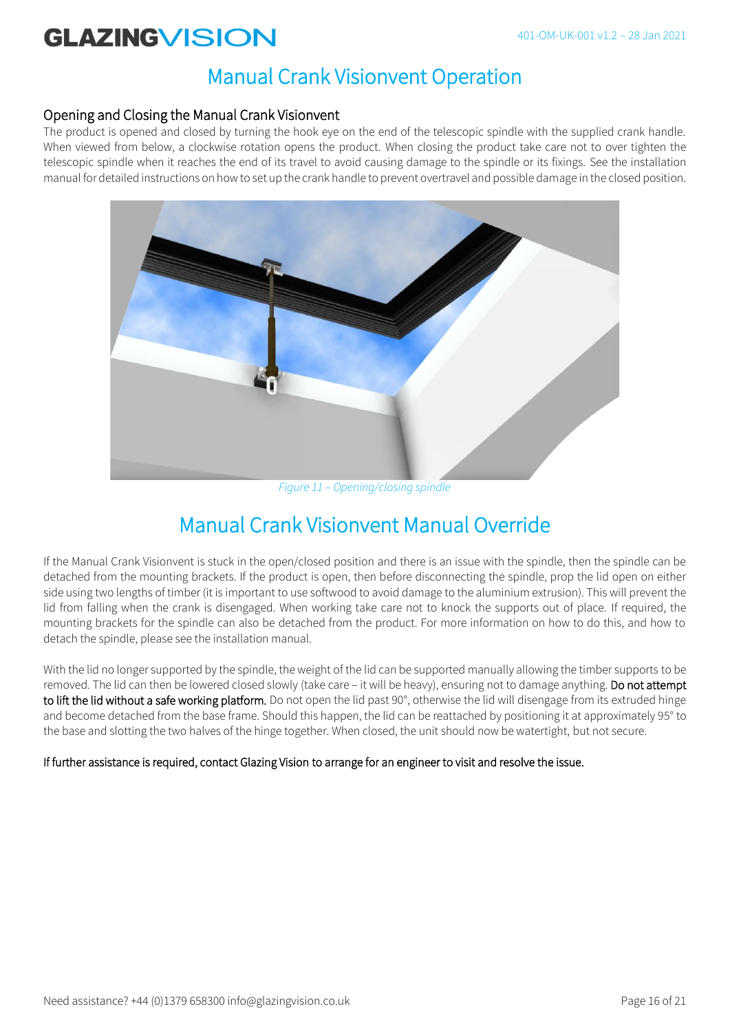# Manual Crank Visionvent Operation

## Opening and Closing the Manual Crank Visionvent

The product is opened and closed by turning the hook eye on the end of the telescopic spindle with the supplied crank handle. When viewed from below, a clockwise rotation opens the product. When closing the product take care not to over tighten the telescopic spindle when it reaches the end of its travel to avoid causing damage to the spindle or its fixings. See the installation manual for detailed instructions on how to set up the crank handle to prevent overtravel and possible damage in the closed position.

*Figure 11 – Opening/closing spindle*

# Manual Crank Visionvent Manual Override

If the Manual Crank Visionvent is stuck in the open/closed position and there is an issue with the spindle, then the spindle can be detached from the mounting brackets. If the product is open, then before disconnecting the spindle, prop the lid open on either side using two lengths of timber (it is important to use softwood to avoid damage to the aluminium extrusion). This will prevent the lid from falling when the crank is disengaged. When working take care not to knock the supports out of place. If required, the mounting brackets for the spindle can also be detached from the product. For more information on how to do this, and how to detach the spindle, please see the installation manual.

With the lid no longer supported by the spindle, the weight of the lid can be supported manually allowing the timber supports to be removed. The lid can then be lowered closed slowly (take care – it will be heavy), ensuring not to damage anything. Do not attempt to lift the lid without a safe working platform. Do not open the lid past 90°, otherwise the lid will disengage from its extruded hinge and become detached from the base frame. Should this happen, the lid can be reattached by positioning it at approximately 95° to the base and slotting the two halves of the hinge together. When closed, the unit should now be watertight, but not secure.

If further assistance is required, contact Glazing Vision to arrange for an engineer to visit and resolve the issue.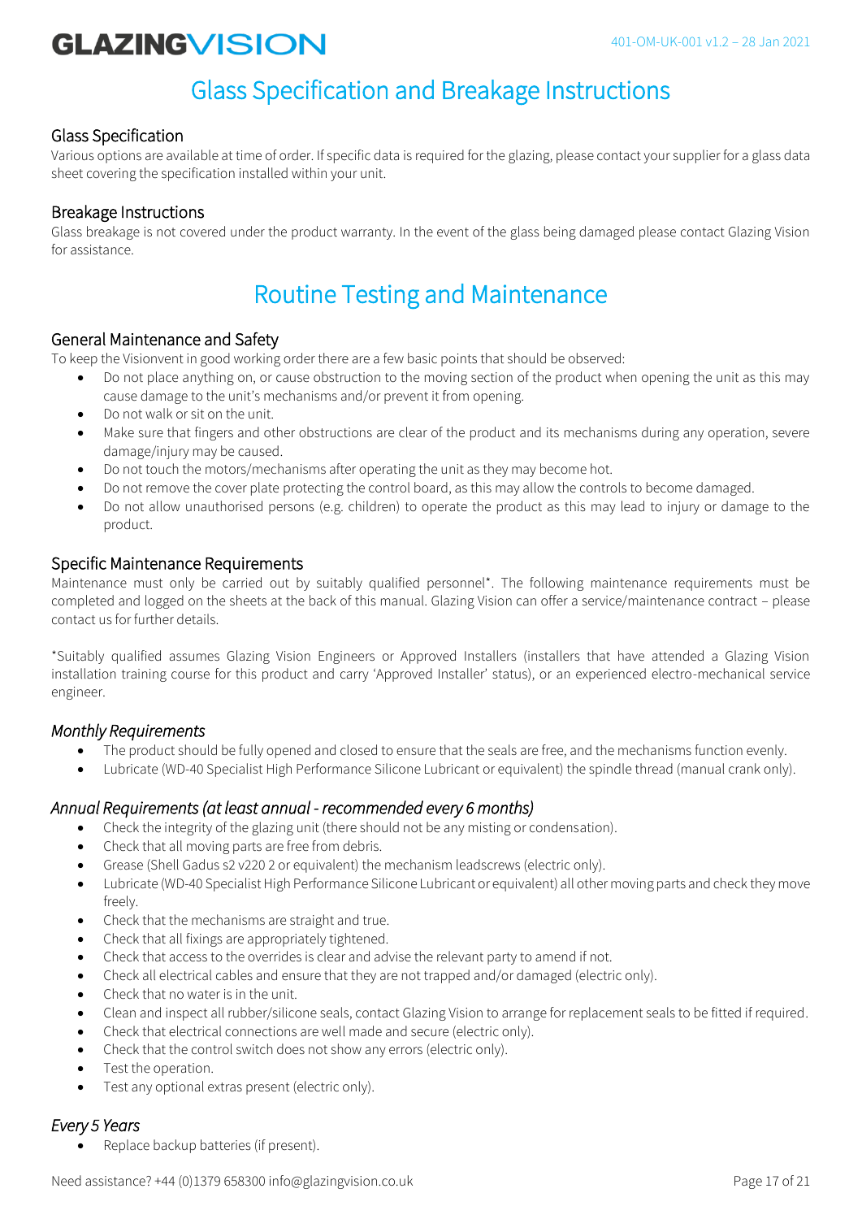# Glass Specification and Breakage Instructions

## Glass Specification

Various options are available at time of order. If specific data is required for the glazing, please contact your supplier for a glass data sheet covering the specification installed within your unit.

## Breakage Instructions

Glass breakage is not covered under the product warranty. In the event of the glass being damaged please contact Glazing Vision for assistance.

# Routine Testing and Maintenance

## General Maintenance and Safety

To keep the Visionvent in good working order there are a few basic points that should be observed:

- Do not place anything on, or cause obstruction to the moving section of the product when opening the unit as this may cause damage to the unit's mechanisms and/or prevent it from opening.
- Do not walk or sit on the unit.
- Make sure that fingers and other obstructions are clear of the product and its mechanisms during any operation, severe damage/injury may be caused.
- Do not touch the motors/mechanisms after operating the unit as they may become hot.
- Do not remove the cover plate protecting the control board, as this may allow the controls to become damaged.
- Do not allow unauthorised persons (e.g. children) to operate the product as this may lead to injury or damage to the product.

## Specific Maintenance Requirements

Maintenance must only be carried out by suitably qualified personnel*. The following maintenance requirements must be completed and logged on the sheets at the back of this manual. Glazing Vision can offer a service/maintenance contract – please contact us for further details.

*Suitably qualified assumes Glazing Vision Engineers or Approved Installers (installers that have attended a Glazing Vision installation training course for this product and carry 'Approved Installer' status), or an experienced electro-mechanical service engineer.

### *Monthly Requirements*

- The product should be fully opened and closed to ensure that the seals are free, and the mechanisms function evenly.
- Lubricate (WD-40 Specialist High Performance Silicone Lubricant or equivalent) the spindle thread (manual crank only).

### *Annual Requirements (at least annual - recommended every 6 months)*

- Check the integrity of the glazing unit (there should not be any misting or condensation).
- Check that all moving parts are free from debris.
- Grease (Shell Gadus s2 v220 2 or equivalent) the mechanism leadscrews (electric only).
- Lubricate (WD-40 Specialist High Performance Silicone Lubricant or equivalent) all other moving parts and check they move freely.
- Check that the mechanisms are straight and true.
- Check that all fixings are appropriately tightened.
- Check that access to the overrides is clear and advise the relevant party to amend if not.
- Check all electrical cables and ensure that they are not trapped and/or damaged (electric only).
- Check that no water is in the unit.
- Clean and inspect all rubber/silicone seals, contact Glazing Vision to arrange for replacement seals to be fitted if required.
- Check that electrical connections are well made and secure (electric only).
- Check that the control switch does not show any errors (electric only).
- Test the operation.
- Test any optional extras present (electric only).

### *Every 5 Years*

- Replace backup batteries (if present).

Need assistance? +44 (0)1379 658300 info@glazingvision.co.uk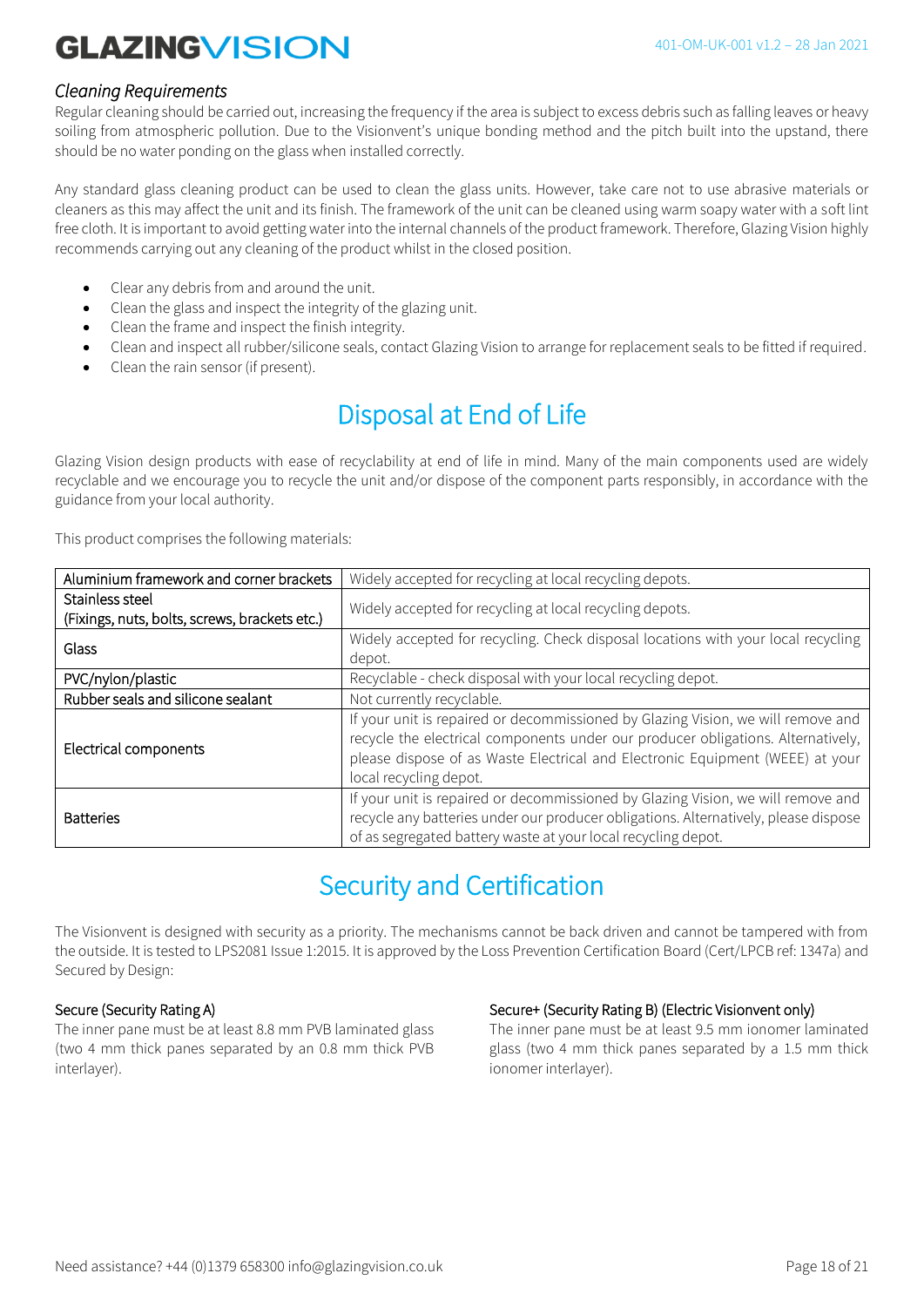### *Cleaning Requirements*

Regular cleaning should be carried out, increasing the frequency if the area is subject to excess debris such as falling leaves or heavy soiling from atmospheric pollution. Due to the Visionvent's unique bonding method and the pitch built into the upstand, there should be no water ponding on the glass when installed correctly.

Any standard glass cleaning product can be used to clean the glass units. However, take care not to use abrasive materials or cleaners as this may affect the unit and its finish. The framework of the unit can be cleaned using warm soapy water with a soft lint free cloth. It is important to avoid getting water into the internal channels of the product framework. Therefore, Glazing Vision highly recommends carrying out any cleaning of the product whilst in the closed position.

- Clear any debris from and around the unit.
- Clean the glass and inspect the integrity of the glazing unit.
- Clean the frame and inspect the finish integrity.
- Clean and inspect all rubber/silicone seals, contact Glazing Vision to arrange for replacement seals to be fitted if required.
- Clean the rain sensor (if present).

## Disposal at End of Life

Glazing Vision design products with ease of recyclability at end of life in mind. Many of the main components used are widely recyclable and we encourage you to recycle the unit and/or dispose of the component parts responsibly, in accordance with the guidance from your local authority.

This product comprises the following materials:

| Aluminium framework and corner brackets | Widely accepted for recycling at local recycling depots. |
|---|---|
| Stainless steel (Fixings, nuts, bolts, screws, brackets etc.) | Widely accepted for recycling at local recycling depots. |
| Glass | Widely accepted for recycling. Check disposal locations with your local recycling depot. |
| PVC/nylon/plastic | Recyclable - check disposal with your local recycling depot. |
| Rubber seals and silicone sealant | Not currently recyclable. |
| Electrical components | If your unit is repaired or decommissioned by Glazing Vision, we will remove and recycle the electrical components under our producer obligations. Alternatively, please dispose of as Waste Electrical and Electronic Equipment (WEEE) at your local recycling depot. |
| Batteries | If your unit is repaired or decommissioned by Glazing Vision, we will remove and recycle any batteries under our producer obligations. Alternatively, please dispose of as segregated battery waste at your local recycling depot. |

## Security and Certification

The Visionvent is designed with security as a priority. The mechanisms cannot be back driven and cannot be tampered with from the outside. It is tested to LPS2081 Issue 1:2015. It is approved by the Loss Prevention Certification Board (Cert/LPCB ref: 1347a) and Secured by Design:

Secure (Security Rating A)

The inner pane must be at least 8.8 mm PVB laminated glass (two 4 mm thick panes separated by an 0.8 mm thick PVB interlayer).

Secure+ (Security Rating B) (Electric Visionvent only)

The inner pane must be at least 9.5 mm ionomer laminated glass (two 4 mm thick panes separated by a 1.5 mm thick ionomer interlayer).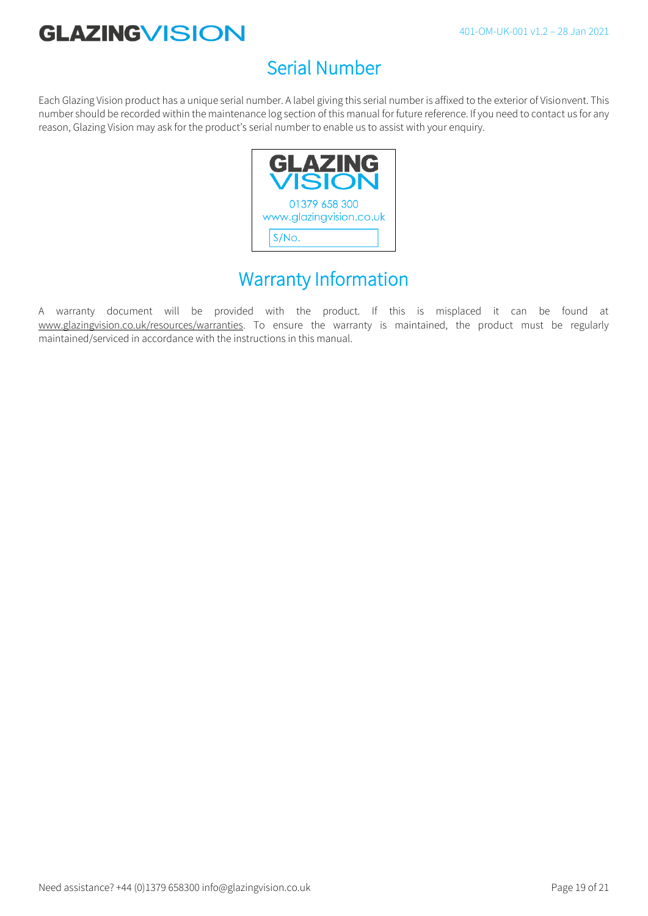## Serial Number

Each Glazing Vision product has a unique serial number. A label giving this serial number is affixed to the exterior of Visionvent. This number should be recorded within the maintenance log section of this manual for future reference. If you need to contact us for any reason, Glazing Vision may ask for the product's serial number to enable us to assist with your enquiry.

GLAZING VISION
01379 658 300
www.glazingvision.co.uk
S/No.

## Warranty Information

A warranty document will be provided with the product. If this is misplaced it can be found at www.glazingvision.co.uk/resources/warranties. To ensure the warranty is maintained, the product must be regularly maintained/serviced in accordance with the instructions in this manual.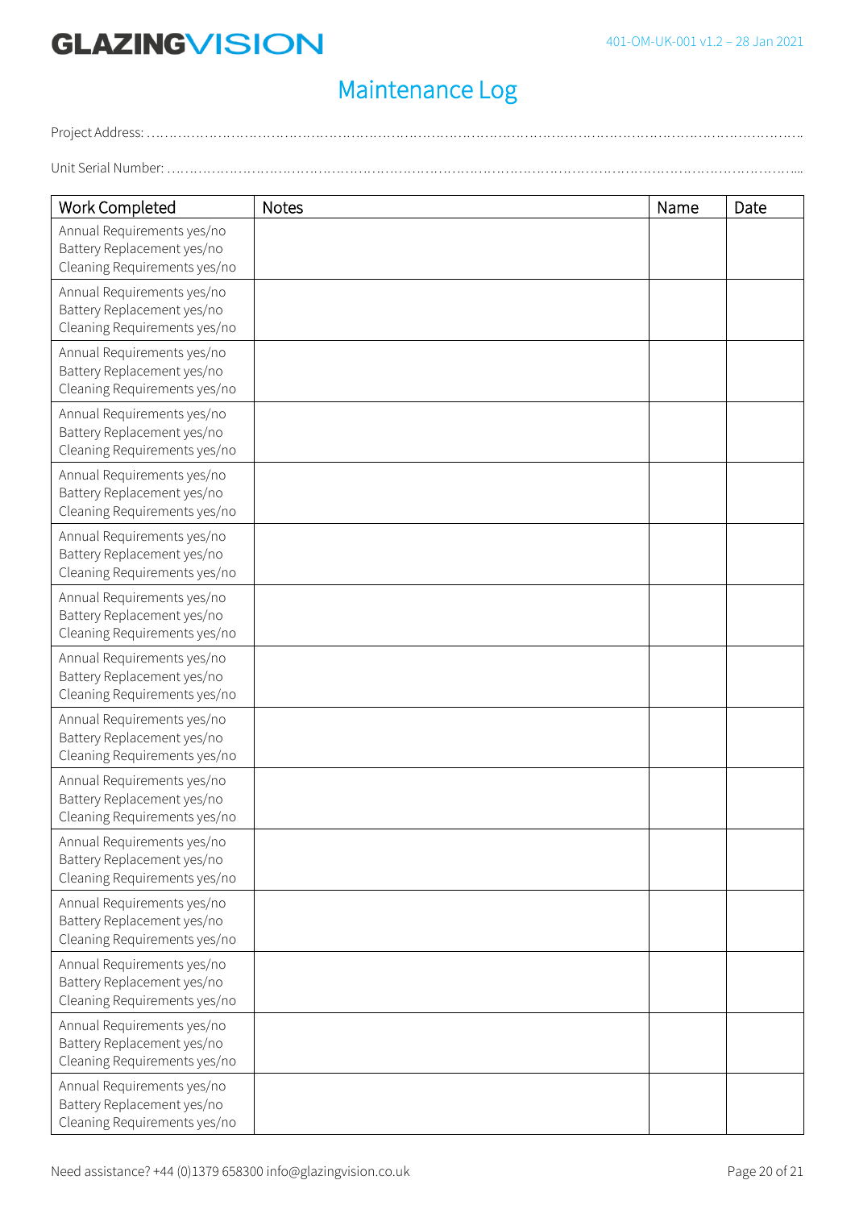# Maintenance Log

Project Address: ……………………………………………………………………………………………………………………………..

Unit Serial Number: …………………………………………………………………………………………………………………....

| Work Completed | Notes | Name | Date |
|---|---|---|---|
| Annual Requirements yes/no<br>Battery Replacement yes/no<br>Cleaning Requirements yes/no | | | |
| Annual Requirements yes/no<br>Battery Replacement yes/no<br>Cleaning Requirements yes/no | | | |
| Annual Requirements yes/no<br>Battery Replacement yes/no<br>Cleaning Requirements yes/no | | | |
| Annual Requirements yes/no<br>Battery Replacement yes/no<br>Cleaning Requirements yes/no | | | |
| Annual Requirements yes/no<br>Battery Replacement yes/no<br>Cleaning Requirements yes/no | | | |
| Annual Requirements yes/no<br>Battery Replacement yes/no<br>Cleaning Requirements yes/no | | | |
| Annual Requirements yes/no<br>Battery Replacement yes/no<br>Cleaning Requirements yes/no | | | |
| Annual Requirements yes/no<br>Battery Replacement yes/no<br>Cleaning Requirements yes/no | | | |
| Annual Requirements yes/no<br>Battery Replacement yes/no<br>Cleaning Requirements yes/no | | | |
| Annual Requirements yes/no<br>Battery Replacement yes/no<br>Cleaning Requirements yes/no | | | |
| Annual Requirements yes/no<br>Battery Replacement yes/no<br>Cleaning Requirements yes/no | | | |
| Annual Requirements yes/no<br>Battery Replacement yes/no<br>Cleaning Requirements yes/no | | | |
| Annual Requirements yes/no<br>Battery Replacement yes/no<br>Cleaning Requirements yes/no | | | |
| Annual Requirements yes/no<br>Battery Replacement yes/no<br>Cleaning Requirements yes/no | | | |
| Annual Requirements yes/no<br>Battery Replacement yes/no<br>Cleaning Requirements yes/no | | | |

Need assistance? +44 (0)1379 658300 info@glazingvision.co.uk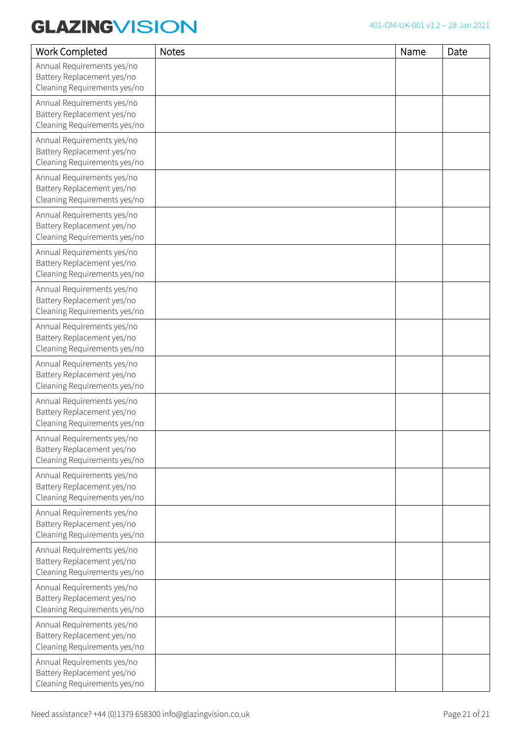| Work Completed | Notes | Name | Date |
|---|---|---|---|
| Annual Requirements yes/no<br>Battery Replacement yes/no<br>Cleaning Requirements yes/no | | | |
| Annual Requirements yes/no<br>Battery Replacement yes/no<br>Cleaning Requirements yes/no | | | |
| Annual Requirements yes/no<br>Battery Replacement yes/no<br>Cleaning Requirements yes/no | | | |
| Annual Requirements yes/no<br>Battery Replacement yes/no<br>Cleaning Requirements yes/no | | | |
| Annual Requirements yes/no<br>Battery Replacement yes/no<br>Cleaning Requirements yes/no | | | |
| Annual Requirements yes/no<br>Battery Replacement yes/no<br>Cleaning Requirements yes/no | | | |
| Annual Requirements yes/no<br>Battery Replacement yes/no<br>Cleaning Requirements yes/no | | | |
| Annual Requirements yes/no<br>Battery Replacement yes/no<br>Cleaning Requirements yes/no | | | |
| Annual Requirements yes/no<br>Battery Replacement yes/no<br>Cleaning Requirements yes/no | | | |
| Annual Requirements yes/no<br>Battery Replacement yes/no<br>Cleaning Requirements yes/no | | | |
| Annual Requirements yes/no<br>Battery Replacement yes/no<br>Cleaning Requirements yes/no | | | |
| Annual Requirements yes/no<br>Battery Replacement yes/no<br>Cleaning Requirements yes/no | | | |
| Annual Requirements yes/no<br>Battery Replacement yes/no<br>Cleaning Requirements yes/no | | | |
| Annual Requirements yes/no<br>Battery Replacement yes/no<br>Cleaning Requirements yes/no | | | |
| Annual Requirements yes/no<br>Battery Replacement yes/no<br>Cleaning Requirements yes/no | | | |
| Annual Requirements yes/no<br>Battery Replacement yes/no<br>Cleaning Requirements yes/no | | | |
| Annual Requirements yes/no<br>Battery Replacement yes/no<br>Cleaning Requirements yes/no | | | |

Need assistance? +44 (0)1379 658300 info@glazingvision.co.uk